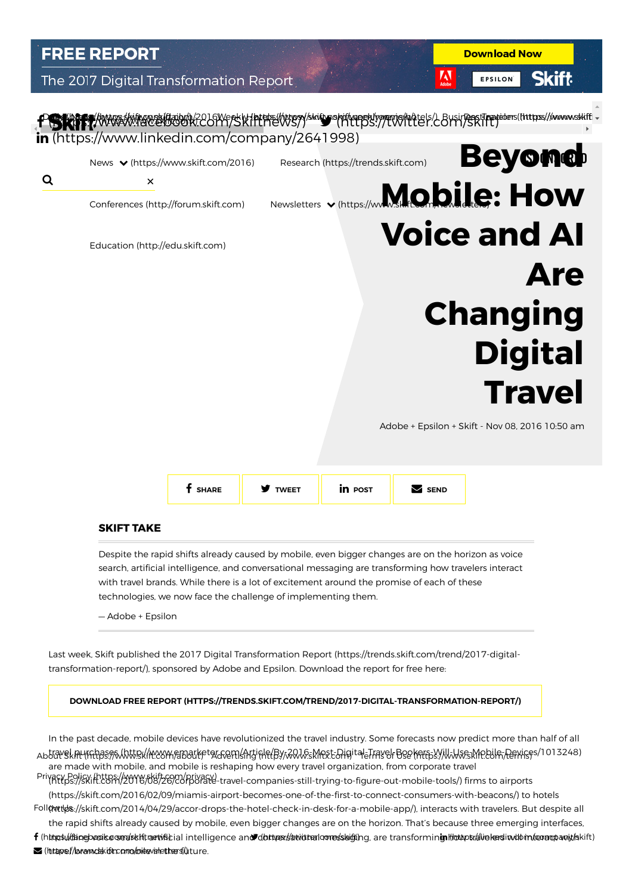**FREE REPORT**

The 2017 Digital Transformation Report

Download Now

# Beyond Mobile: How Voice and AI Are Changing Digital Travel

Adobe + Epsilon + Skift - Nov 08, 2016 10:50 am

SHARE | TWEET | POST | SEND

## SKIFT TAKE

Despite the rapid shifts already caused by mobile, even bigger changes are on the horizon as voice search, artificial intelligence, and conversational messaging are transforming how travelers interact with travel brands. While there is a lot of excitement around the promise of each of these technologies, we now face the challenge of implementing them.

— Adobe + Epsilon

Last week, Skift published the 2017 Digital Transformation Report (https://trends.skift.com/trend/2017-digital-transformation-report/), sponsored by Adobe and Epsilon. Download the report for free here:

**DOWNLOAD FREE REPORT (HTTPS://TRENDS.SKIFT.COM/TREND/2017-DIGITAL-TRANSFORMATION-REPORT/)**

In the past decade, mobile devices have revolutionized the travel industry. Some forecasts now predict more than half of all travel purchases (http://www.emarketer.com/Article/By-2016-Most-Digital-Travel-Bookers-Will-Use-Mobile-Devices/1013248) are made with mobile, and mobile is reshaping how every travel organization, from corporate travel (https://skift.com/2016/08/26/corporate-travel-companies-still-trying-to-figure-out-mobile-tools/) firms to airports (https://skift.com/2016/02/09/miamis-airport-becomes-one-of-the-first-to-connect-consumers-with-beacons/) to hotels (https://skift.com/2014/04/29/accor-drops-the-hotel-check-in-desk-for-a-mobile-app/), interacts with travelers. But despite all the rapid shifts already caused by mobile, even bigger changes are on the horizon. That's because three emerging interfaces, including voice search, artificial intelligence and conversational messaging, are transforming how travelers will interact with travel brands in the future.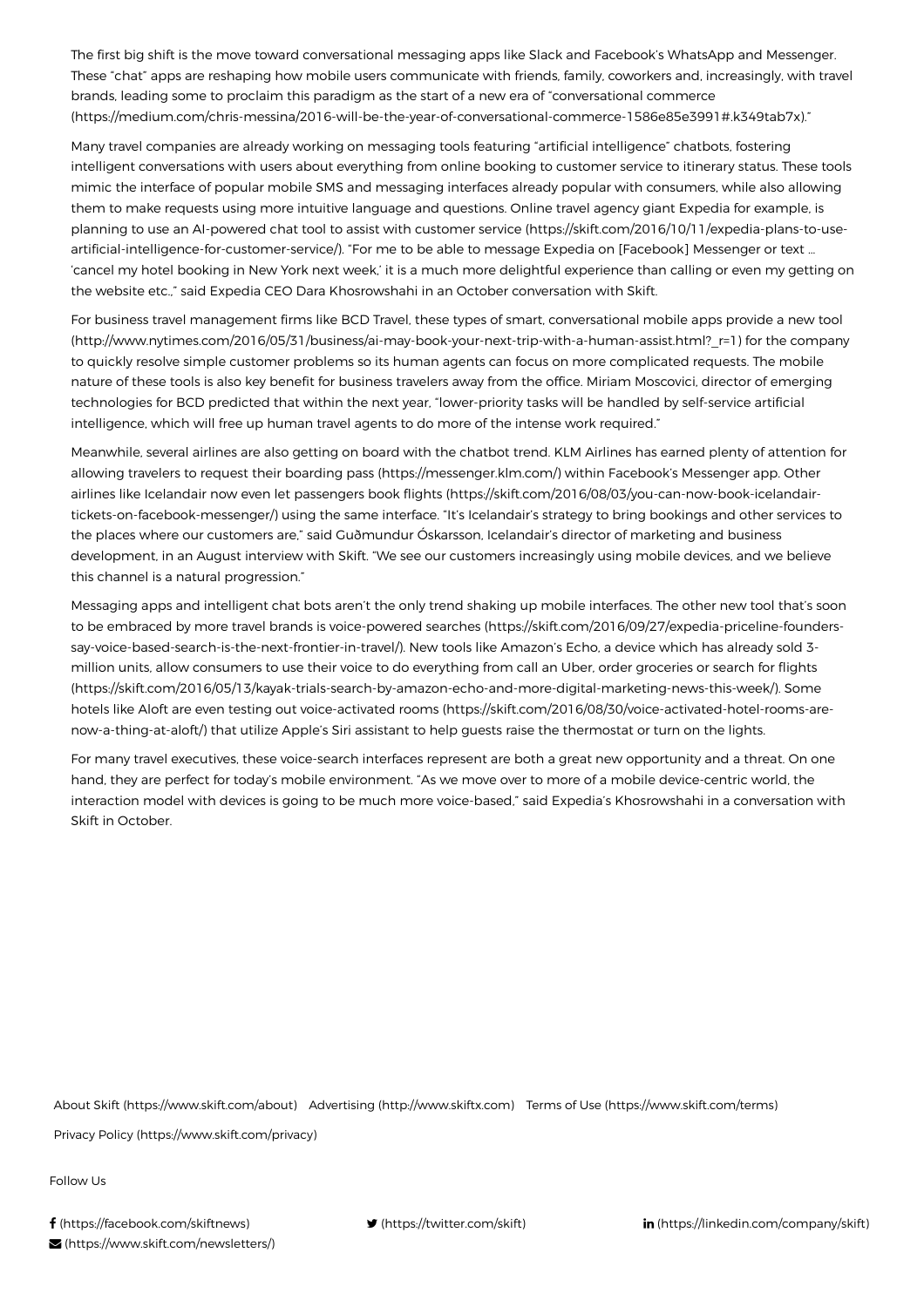The first big shift is the move toward conversational messaging apps like Slack and Facebook's WhatsApp and Messenger. These "chat" apps are reshaping how mobile users communicate with friends, family, coworkers and, increasingly, with travel brands, leading some to proclaim this paradigm as the start of a new era of "conversational commerce (https://medium.com/chris-messina/2016-will-be-the-year-of-conversational-commerce-1586e85e3991#.k349tab7x)."

Many travel companies are already working on messaging tools featuring "artificial intelligence" chatbots, fostering intelligent conversations with users about everything from online booking to customer service to itinerary status. These tools mimic the interface of popular mobile SMS and messaging interfaces already popular with consumers, while also allowing them to make requests using more intuitive language and questions. Online travel agency giant Expedia for example, is planning to use an AI-powered chat tool to assist with customer service (https://skift.com/2016/10/11/expedia-plans-to-use-artificial-intelligence-for-customer-service/). "For me to be able to message Expedia on [Facebook] Messenger or text … 'cancel my hotel booking in New York next week,' it is a much more delightful experience than calling or even my getting on the website etc.," said Expedia CEO Dara Khosrowshahi in an October conversation with Skift.

For business travel management firms like BCD Travel, these types of smart, conversational mobile apps provide a new tool (http://www.nytimes.com/2016/05/31/business/ai-may-book-your-next-trip-with-a-human-assist.html?_r=1) for the company to quickly resolve simple customer problems so its human agents can focus on more complicated requests. The mobile nature of these tools is also key benefit for business travelers away from the office. Miriam Moscovici, director of emerging technologies for BCD predicted that within the next year, "lower-priority tasks will be handled by self-service artificial intelligence, which will free up human travel agents to do more of the intense work required."

Meanwhile, several airlines are also getting on board with the chatbot trend. KLM Airlines has earned plenty of attention for allowing travelers to request their boarding pass (https://messenger.klm.com/) within Facebook's Messenger app. Other airlines like Icelandair now even let passengers book flights (https://skift.com/2016/08/03/you-can-now-book-icelandair-tickets-on-facebook-messenger/) using the same interface. "It's Icelandair's strategy to bring bookings and other services to the places where our customers are," said Guðmundur Óskarsson, Icelandair's director of marketing and business development, in an August interview with Skift. "We see our customers increasingly using mobile devices, and we believe this channel is a natural progression."

Messaging apps and intelligent chat bots aren't the only trend shaking up mobile interfaces. The other new tool that's soon to be embraced by more travel brands is voice-powered searches (https://skift.com/2016/09/27/expedia-priceline-founders-say-voice-based-search-is-the-next-frontier-in-travel/). New tools like Amazon's Echo, a device which has already sold 3-million units, allow consumers to use their voice to do everything from call an Uber, order groceries or search for flights (https://skift.com/2016/05/13/kayak-trials-search-by-amazon-echo-and-more-digital-marketing-news-this-week/). Some hotels like Aloft are even testing out voice-activated rooms (https://skift.com/2016/08/30/voice-activated-hotel-rooms-are-now-a-thing-at-aloft/) that utilize Apple's Siri assistant to help guests raise the thermostat or turn on the lights.

For many travel executives, these voice-search interfaces represent are both a great new opportunity and a threat. On one hand, they are perfect for today's mobile environment. "As we move over to more of a mobile device-centric world, the interaction model with devices is going to be much more voice-based," said Expedia's Khosrowshahi in a conversation with Skift in October.

About Skift (https://www.skift.com/about) Advertising (http://www.siftx.com) Terms of Use (https://www.skift.com/terms)

Privacy Policy (https://www.skift.com/privacy)

Follow Us

(https://facebook.com/skiftnews) (https://twitter.com/skift) (https://linkedin.com/company/skift)
(https://www.skift.com/newsletters/)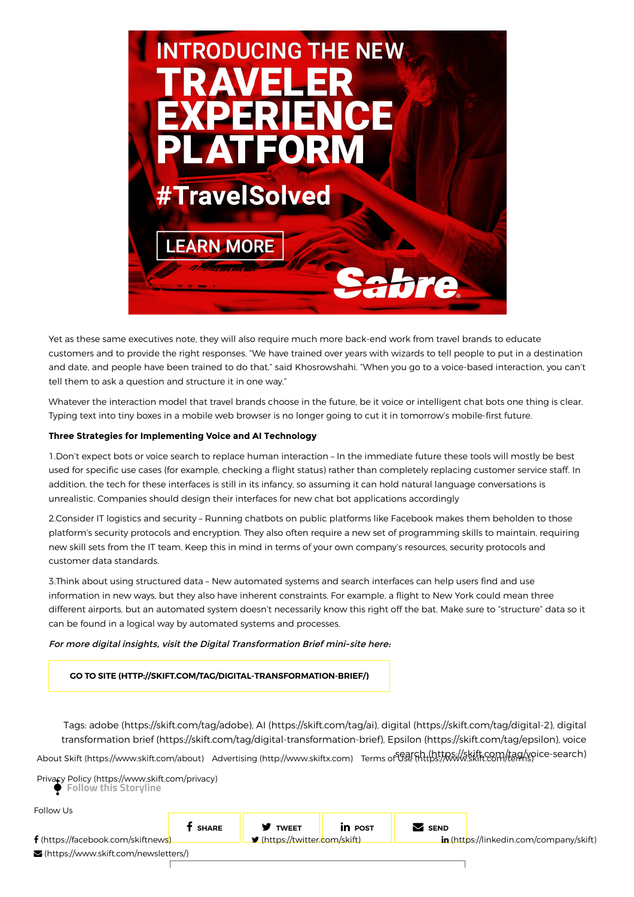Yet as these same executives note, they will also require much more back-end work from travel brands to educate customers and to provide the right responses. “We have trained over years with wizards to tell people to put in a destination and date, and people have been trained to do that,” said Khosrowshahi. “When you go to a voice-based interaction, you can’t tell them to ask a question and structure it in one way.”

Whatever the interaction model that travel brands choose in the future, be it voice or intelligent chat bots one thing is clear. Typing text into tiny boxes in a mobile web browser is no longer going to cut it in tomorrow’s mobile-first future.

**Three Strategies for Implementing Voice and AI Technology**

1.Don’t expect bots or voice search to replace human interaction – In the immediate future these tools will mostly be best used for specific use cases (for example, checking a flight status) rather than completely replacing customer service staff. In addition, the tech for these interfaces is still in its infancy, so assuming it can hold natural language conversations is unrealistic. Companies should design their interfaces for new chat bot applications accordingly

2.Consider IT logistics and security – Running chatbots on public platforms like Facebook makes them beholden to those platform’s security protocols and encryption. They also often require a new set of programming skills to maintain, requiring new skill sets from the IT team. Keep this in mind in terms of your own company’s resources, security protocols and customer data standards.

3.Think about using structured data – New automated systems and search interfaces can help users find and use information in new ways, but they also have inherent constraints. For example, a flight to New York could mean three different airports, but an automated system doesn’t necessarily know this right off the bat. Make sure to “structure” data so it can be found in a logical way by automated systems and processes.

*For more digital insights, visit the Digital Transformation Brief mini-site here:*

GO TO SITE (HTTP://SKIFT.COM/TAG/DIGITAL-TRANSFORMATION-BRIEF/)

Tags: adobe (https://skift.com/tag/adobe), AI (https://skift.com/tag/ai), digital (https://skift.com/tag/digital-2), digital transformation brief (https://skift.com/tag/digital-transformation-brief), Epsilon (https://skift.com/tag/epsilon), voice search (https://skift.com/tag/voice-search)

Follow this Storyline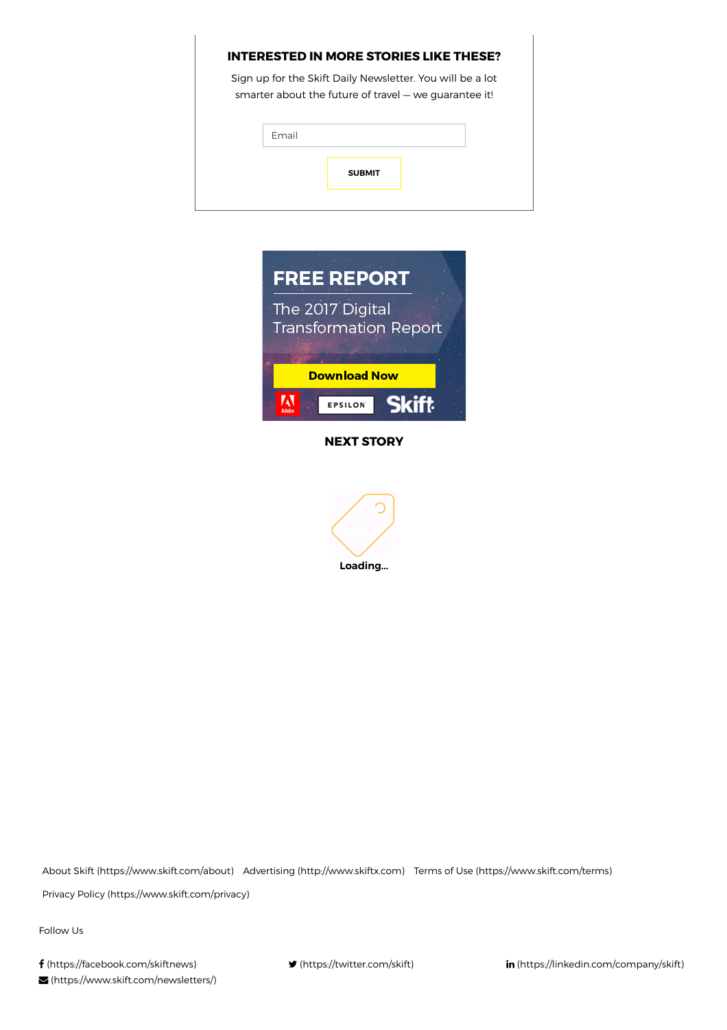**INTERESTED IN MORE STORIES LIKE THESE?**

Sign up for the Skift Daily Newsletter. You will be a lot smarter about the future of travel — we guarantee it!

Email

SUBMIT

FREE REPORT

The 2017 Digital Transformation Report

Download Now

**NEXT STORY**

Loading...

About Skift (https://www.skift.com/about) Advertising (http://www.skiftx.com) Terms of Use (https://www.skift.com/terms)

Privacy Policy (https://www.skift.com/privacy)

Follow Us

(https://facebook.com/skiftnews) (https://twitter.com/skift) (https://linkedin.com/company/skift)

(https://www.skift.com/newsletters/)